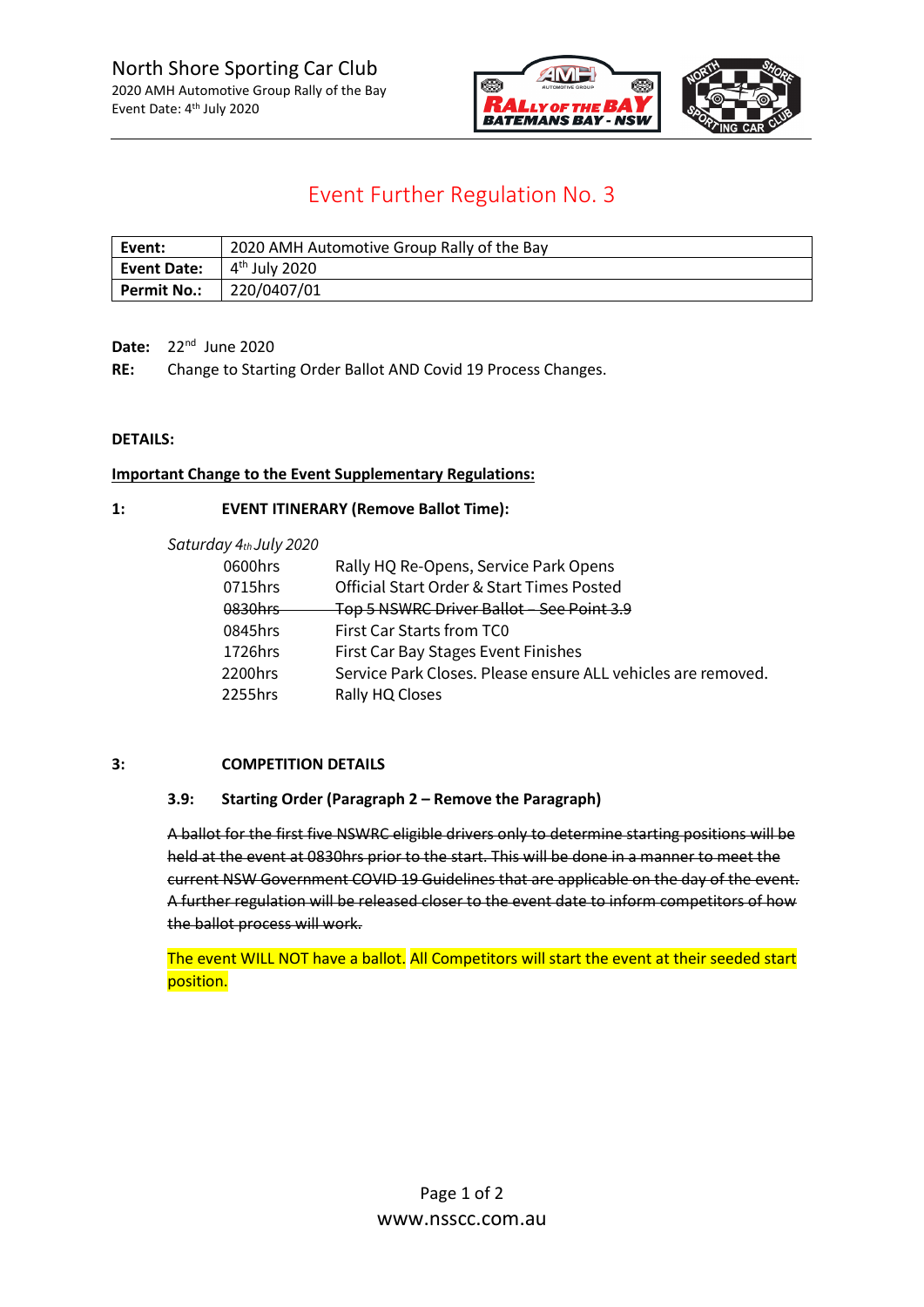North Shore Sporting Car Club
2020 AMH Automotive Group Rally of the Bay
Event Date: 4th July 2020

# Event Further Regulation No. 3

| Event: | 2020 AMH Automotive Group Rally of the Bay |
|---|---|
| Event Date: | 4th July 2020 |
| Permit No.: | 220/0407/01 |

**Date:** 22nd June 2020

**RE:** Change to Starting Order Ballot AND Covid 19 Process Changes.

**DETAILS:**

**Important Change to the Event Supplementary Regulations:**

## 1: EVENT ITINERARY (Remove Ballot Time):

*Saturday 4th July 2020*

| | |
|---|---|
| 0600hrs | Rally HQ Re-Opens, Service Park Opens |
| 0715hrs | Official Start Order & Start Times Posted |
| ~~0830hrs~~ | ~~Top 5 NSWRC Driver Ballot – See Point 3.9~~ |
| 0845hrs | First Car Starts from TC0 |
| 1726hrs | First Car Bay Stages Event Finishes |
| 2200hrs | Service Park Closes. Please ensure ALL vehicles are removed. |
| 2255hrs | Rally HQ Closes |

## 3: COMPETITION DETAILS

### 3.9: Starting Order (Paragraph 2 – Remove the Paragraph)

~~A ballot for the first five NSWRC eligible drivers only to determine starting positions will be held at the event at 0830hrs prior to the start. This will be done in a manner to meet the current NSW Government COVID 19 Guidelines that are applicable on the day of the event. A further regulation will be released closer to the event date to inform competitors of how the ballot process will work.~~

The event WILL NOT have a ballot. All Competitors will start the event at their seeded start position.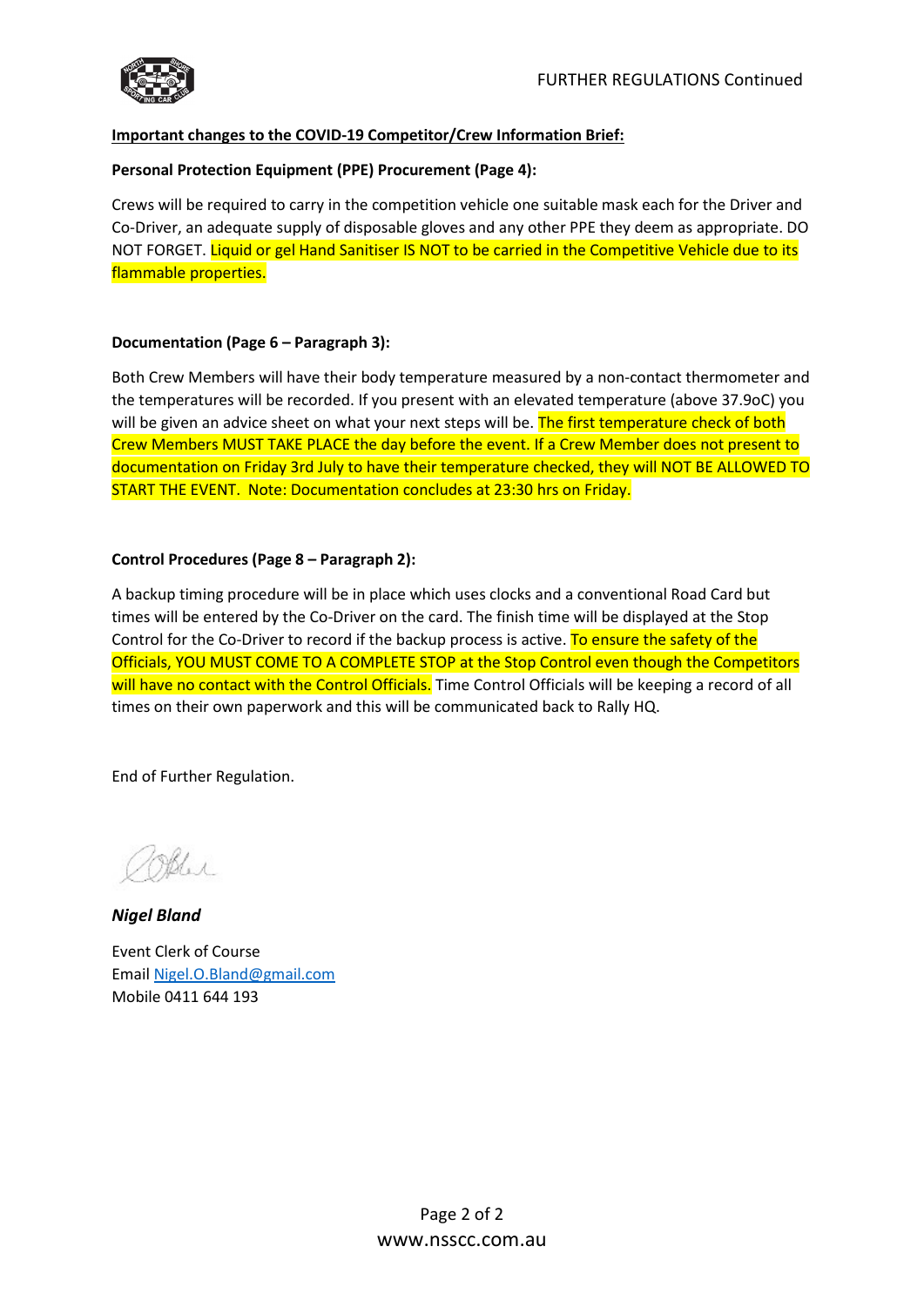FURTHER REGULATIONS Continued

**Important changes to the COVID-19 Competitor/Crew Information Brief:**

**Personal Protection Equipment (PPE) Procurement (Page 4):**

Crews will be required to carry in the competition vehicle one suitable mask each for the Driver and Co-Driver, an adequate supply of disposable gloves and any other PPE they deem as appropriate. DO NOT FORGET. Liquid or gel Hand Sanitiser IS NOT to be carried in the Competitive Vehicle due to its flammable properties.

**Documentation (Page 6 – Paragraph 3):**

Both Crew Members will have their body temperature measured by a non-contact thermometer and the temperatures will be recorded. If you present with an elevated temperature (above 37.9oC) you will be given an advice sheet on what your next steps will be. The first temperature check of both Crew Members MUST TAKE PLACE the day before the event. If a Crew Member does not present to documentation on Friday 3rd July to have their temperature checked, they will NOT BE ALLOWED TO START THE EVENT. Note: Documentation concludes at 23:30 hrs on Friday.

**Control Procedures (Page 8 – Paragraph 2):**

A backup timing procedure will be in place which uses clocks and a conventional Road Card but times will be entered by the Co-Driver on the card. The finish time will be displayed at the Stop Control for the Co-Driver to record if the backup process is active. To ensure the safety of the Officials, YOU MUST COME TO A COMPLETE STOP at the Stop Control even though the Competitors will have no contact with the Control Officials. Time Control Officials will be keeping a record of all times on their own paperwork and this will be communicated back to Rally HQ.

End of Further Regulation.

***Nigel Bland***

Event Clerk of Course
Email Nigel.O.Bland@gmail.com
Mobile 0411 644 193

www.nsscc.com.au